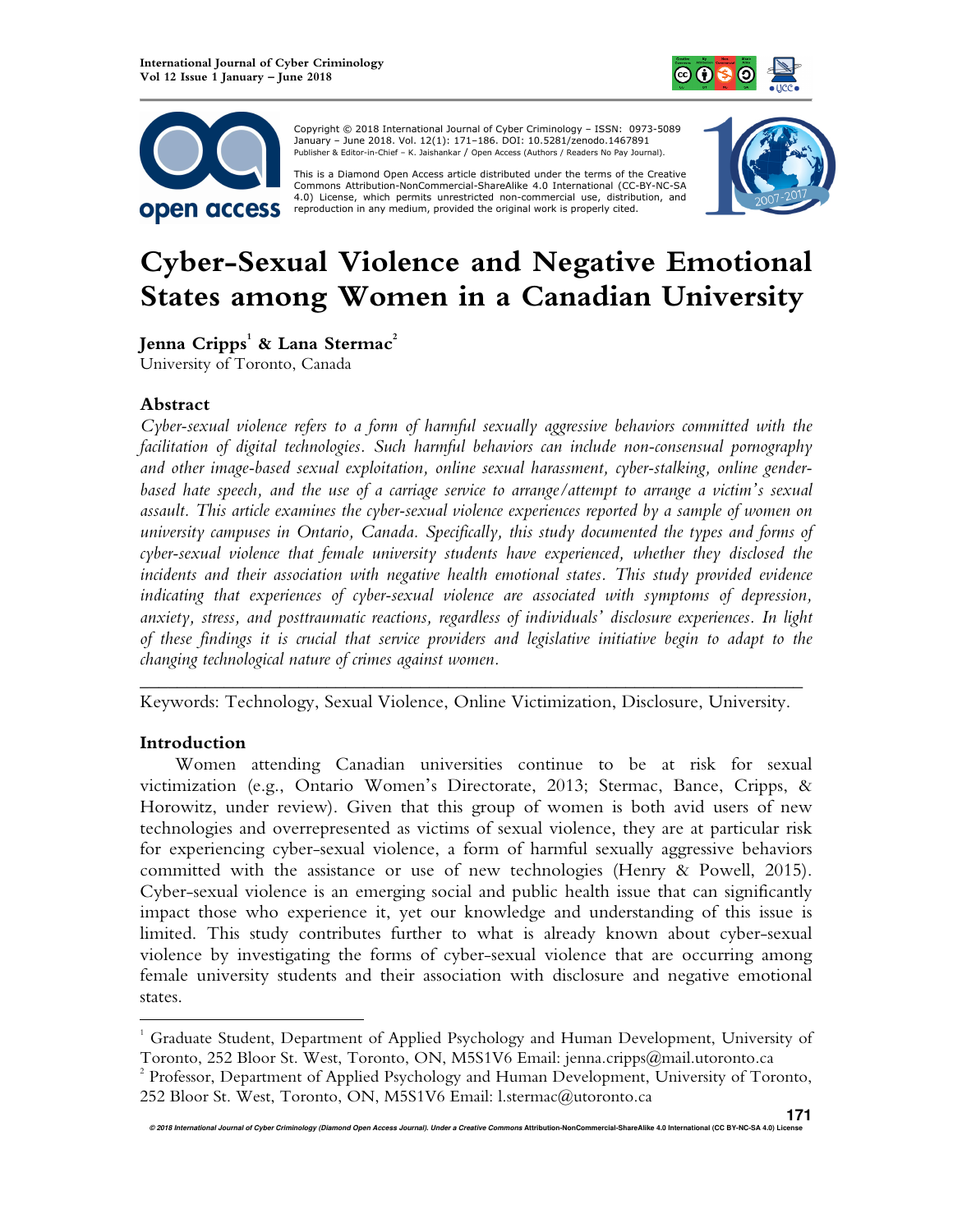Copyright © 2018 International Journal of Cyber Criminology – ISSN: 0973-5089 January – June 2018. Vol. 12(1): 171–186. DOI: 10.5281/zenodo.1467891
Publisher & Editor-in-Chief – K. Jaishankar / Open Access (Authors / Readers No Pay Journal).

This is a Diamond Open Access article distributed under the terms of the Creative Commons Attribution-NonCommercial-ShareAlike 4.0 International (CC-BY-NC-SA 4.0) License, which permits unrestricted non-commercial use, distribution, and reproduction in any medium, provided the original work is properly cited.

# Cyber-Sexual Violence and Negative Emotional States among Women in a Canadian University

**Jenna Cripps[1] & Lana Stermac[2]**
University of Toronto, Canada

## Abstract

*Cyber-sexual violence refers to a form of harmful sexually aggressive behaviors committed with the facilitation of digital technologies. Such harmful behaviors can include non-consensual pornography and other image-based sexual exploitation, online sexual harassment, cyber-stalking, online gender-based hate speech, and the use of a carriage service to arrange/attempt to arrange a victim's sexual assault. This article examines the cyber-sexual violence experiences reported by a sample of women on university campuses in Ontario, Canada. Specifically, this study documented the types and forms of cyber-sexual violence that female university students have experienced, whether they disclosed the incidents and their association with negative health emotional states. This study provided evidence indicating that experiences of cyber-sexual violence are associated with symptoms of depression, anxiety, stress, and posttraumatic reactions, regardless of individuals' disclosure experiences. In light of these findings it is crucial that service providers and legislative initiative begin to adapt to the changing technological nature of crimes against women.*

---

Keywords: Technology, Sexual Violence, Online Victimization, Disclosure, University.

## Introduction

Women attending Canadian universities continue to be at risk for sexual victimization (e.g., Ontario Women's Directorate, 2013; Stermac, Bance, Cripps, & Horowitz, under review). Given that this group of women is both avid users of new technologies and overrepresented as victims of sexual violence, they are at particular risk for experiencing cyber-sexual violence, a form of harmful sexually aggressive behaviors committed with the assistance or use of new technologies (Henry & Powell, 2015). Cyber-sexual violence is an emerging social and public health issue that can significantly impact those who experience it, yet our knowledge and understanding of this issue is limited. This study contributes further to what is already known about cyber-sexual violence by investigating the forms of cyber-sexual violence that are occurring among female university students and their association with disclosure and negative emotional states.

---

[1] Graduate Student, Department of Applied Psychology and Human Development, University of Toronto, 252 Bloor St. West, Toronto, ON, M5S1V6 Email: jenna.cripps@mail.utoronto.ca

[2] Professor, Department of Applied Psychology and Human Development, University of Toronto, 252 Bloor St. West, Toronto, ON, M5S1V6 Email: l.stermac@utoronto.ca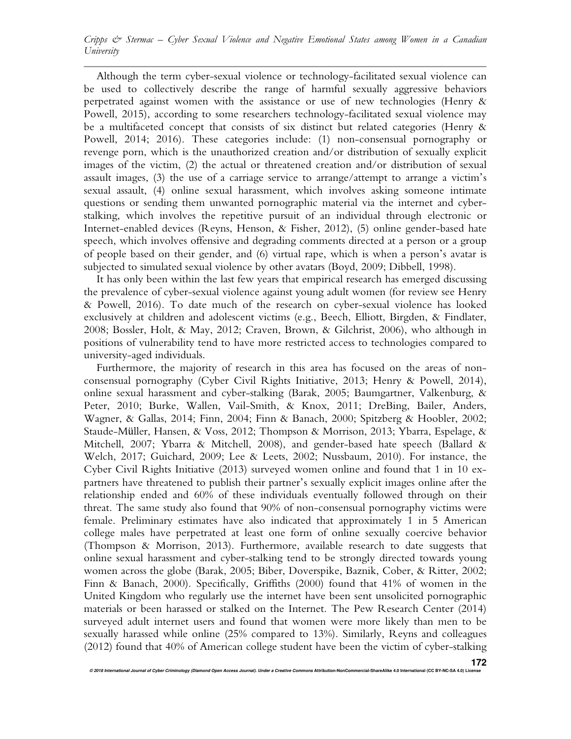Although the term cyber-sexual violence or technology-facilitated sexual violence can be used to collectively describe the range of harmful sexually aggressive behaviors perpetrated against women with the assistance or use of new technologies (Henry & Powell, 2015), according to some researchers technology-facilitated sexual violence may be a multifaceted concept that consists of six distinct but related categories (Henry & Powell, 2014; 2016). These categories include: (1) non-consensual pornography or revenge porn, which is the unauthorized creation and/or distribution of sexually explicit images of the victim, (2) the actual or threatened creation and/or distribution of sexual assault images, (3) the use of a carriage service to arrange/attempt to arrange a victim's sexual assault, (4) online sexual harassment, which involves asking someone intimate questions or sending them unwanted pornographic material via the internet and cyber-stalking, which involves the repetitive pursuit of an individual through electronic or Internet-enabled devices (Reyns, Henson, & Fisher, 2012), (5) online gender-based hate speech, which involves offensive and degrading comments directed at a person or a group of people based on their gender, and (6) virtual rape, which is when a person's avatar is subjected to simulated sexual violence by other avatars (Boyd, 2009; Dibbell, 1998).

It has only been within the last few years that empirical research has emerged discussing the prevalence of cyber-sexual violence against young adult women (for review see Henry & Powell, 2016). To date much of the research on cyber-sexual violence has looked exclusively at children and adolescent victims (e.g., Beech, Elliott, Birgden, & Findlater, 2008; Bossler, Holt, & May, 2012; Craven, Brown, & Gilchrist, 2006), who although in positions of vulnerability tend to have more restricted access to technologies compared to university-aged individuals.

Furthermore, the majority of research in this area has focused on the areas of non-consensual pornography (Cyber Civil Rights Initiative, 2013; Henry & Powell, 2014), online sexual harassment and cyber-stalking (Barak, 2005; Baumgartner, Valkenburg, & Peter, 2010; Burke, Wallen, Vail-Smith, & Knox, 2011; DreBing, Bailer, Anders, Wagner, & Gallas, 2014; Finn, 2004; Finn & Banach, 2000; Spitzberg & Hoobler, 2002; Staude-Müller, Hansen, & Voss, 2012; Thompson & Morrison, 2013; Ybarra, Espelage, & Mitchell, 2007; Ybarra & Mitchell, 2008), and gender-based hate speech (Ballard & Welch, 2017; Guichard, 2009; Lee & Leets, 2002; Nussbaum, 2010). For instance, the Cyber Civil Rights Initiative (2013) surveyed women online and found that 1 in 10 ex-partners have threatened to publish their partner's sexually explicit images online after the relationship ended and 60% of these individuals eventually followed through on their threat. The same study also found that 90% of non-consensual pornography victims were female. Preliminary estimates have also indicated that approximately 1 in 5 American college males have perpetrated at least one form of online sexually coercive behavior (Thompson & Morrison, 2013). Furthermore, available research to date suggests that online sexual harassment and cyber-stalking tend to be strongly directed towards young women across the globe (Barak, 2005; Biber, Doverspike, Baznik, Cober, & Ritter, 2002; Finn & Banach, 2000). Specifically, Griffiths (2000) found that 41% of women in the United Kingdom who regularly use the internet have been sent unsolicited pornographic materials or been harassed or stalked on the Internet. The Pew Research Center (2014) surveyed adult internet users and found that women were more likely than men to be sexually harassed while online (25% compared to 13%). Similarly, Reyns and colleagues (2012) found that 40% of American college student have been the victim of cyber-stalking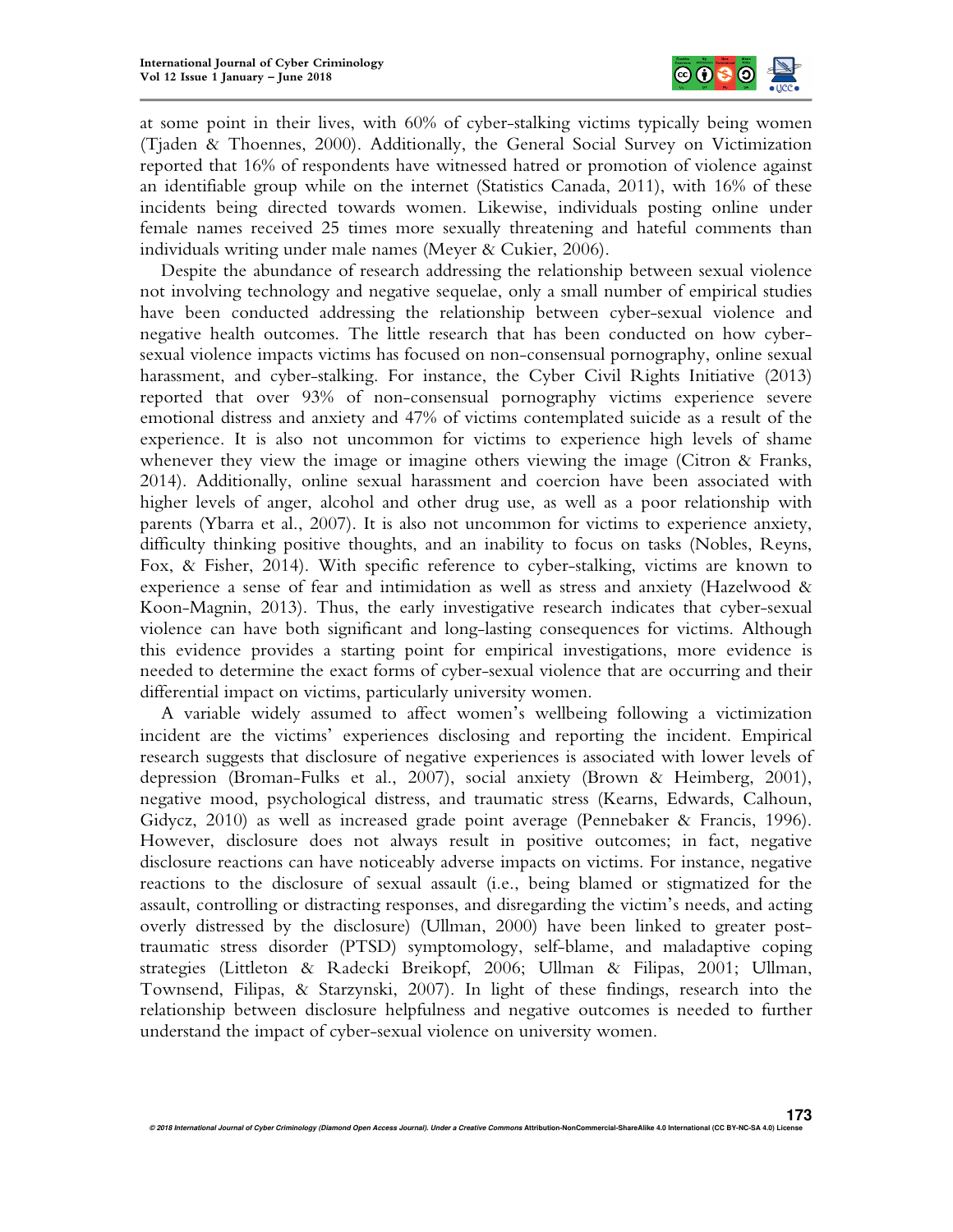at some point in their lives, with 60% of cyber-stalking victims typically being women (Tjaden & Thoennes, 2000). Additionally, the General Social Survey on Victimization reported that 16% of respondents have witnessed hatred or promotion of violence against an identifiable group while on the internet (Statistics Canada, 2011), with 16% of these incidents being directed towards women. Likewise, individuals posting online under female names received 25 times more sexually threatening and hateful comments than individuals writing under male names (Meyer & Cukier, 2006).

Despite the abundance of research addressing the relationship between sexual violence not involving technology and negative sequelae, only a small number of empirical studies have been conducted addressing the relationship between cyber-sexual violence and negative health outcomes. The little research that has been conducted on how cyber-sexual violence impacts victims has focused on non-consensual pornography, online sexual harassment, and cyber-stalking. For instance, the Cyber Civil Rights Initiative (2013) reported that over 93% of non-consensual pornography victims experience severe emotional distress and anxiety and 47% of victims contemplated suicide as a result of the experience. It is also not uncommon for victims to experience high levels of shame whenever they view the image or imagine others viewing the image (Citron & Franks, 2014). Additionally, online sexual harassment and coercion have been associated with higher levels of anger, alcohol and other drug use, as well as a poor relationship with parents (Ybarra et al., 2007). It is also not uncommon for victims to experience anxiety, difficulty thinking positive thoughts, and an inability to focus on tasks (Nobles, Reyns, Fox, & Fisher, 2014). With specific reference to cyber-stalking, victims are known to experience a sense of fear and intimidation as well as stress and anxiety (Hazelwood & Koon-Magnin, 2013). Thus, the early investigative research indicates that cyber-sexual violence can have both significant and long-lasting consequences for victims. Although this evidence provides a starting point for empirical investigations, more evidence is needed to determine the exact forms of cyber-sexual violence that are occurring and their differential impact on victims, particularly university women.

A variable widely assumed to affect women's wellbeing following a victimization incident are the victims' experiences disclosing and reporting the incident. Empirical research suggests that disclosure of negative experiences is associated with lower levels of depression (Broman-Fulks et al., 2007), social anxiety (Brown & Heimberg, 2001), negative mood, psychological distress, and traumatic stress (Kearns, Edwards, Calhoun, Gidycz, 2010) as well as increased grade point average (Pennebaker & Francis, 1996). However, disclosure does not always result in positive outcomes; in fact, negative disclosure reactions can have noticeably adverse impacts on victims. For instance, negative reactions to the disclosure of sexual assault (i.e., being blamed or stigmatized for the assault, controlling or distracting responses, and disregarding the victim's needs, and acting overly distressed by the disclosure) (Ullman, 2000) have been linked to greater post-traumatic stress disorder (PTSD) symptomology, self-blame, and maladaptive coping strategies (Littleton & Radecki Breikopf, 2006; Ullman & Filipas, 2001; Ullman, Townsend, Filipas, & Starzynski, 2007). In light of these findings, research into the relationship between disclosure helpfulness and negative outcomes is needed to further understand the impact of cyber-sexual violence on university women.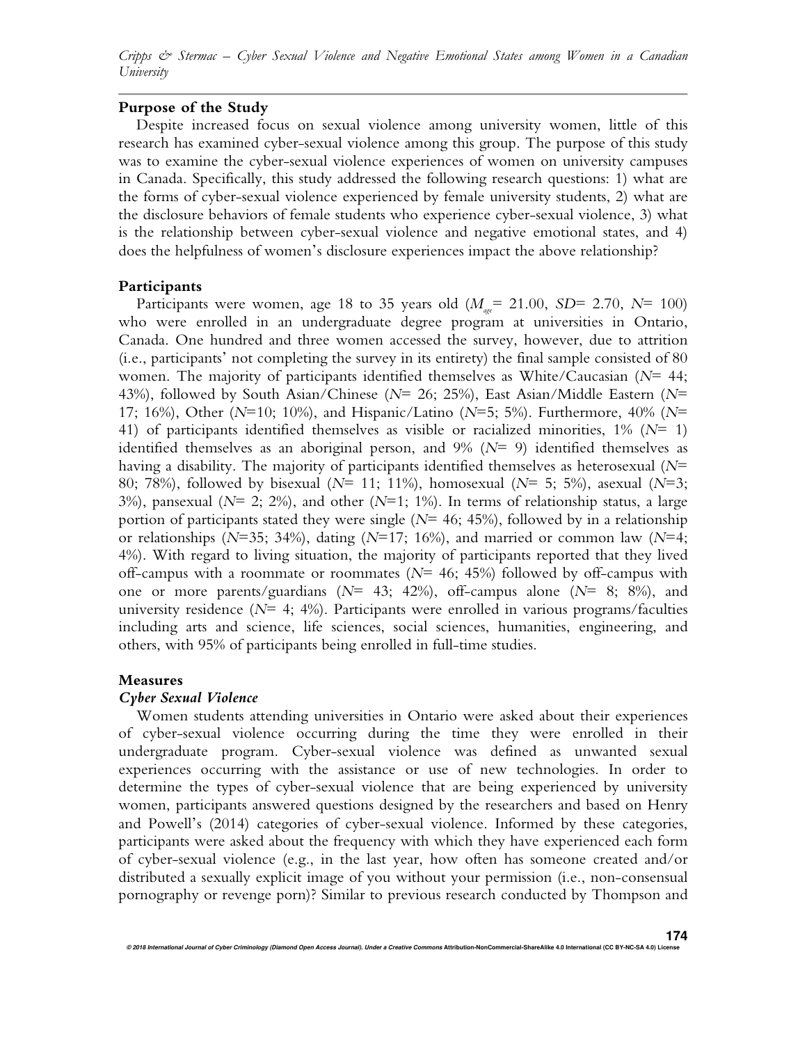### Purpose of the Study

Despite increased focus on sexual violence among university women, little of this research has examined cyber-sexual violence among this group. The purpose of this study was to examine the cyber-sexual violence experiences of women on university campuses in Canada. Specifically, this study addressed the following research questions: 1) what are the forms of cyber-sexual violence experienced by female university students, 2) what are the disclosure behaviors of female students who experience cyber-sexual violence, 3) what is the relationship between cyber-sexual violence and negative emotional states, and 4) does the helpfulness of women's disclosure experiences impact the above relationship?

### Participants

Participants were women, age 18 to 35 years old ($M_{age}$= 21.00, *SD*= 2.70, *N*= 100) who were enrolled in an undergraduate degree program at universities in Ontario, Canada. One hundred and three women accessed the survey, however, due to attrition (i.e., participants' not completing the survey in its entirety) the final sample consisted of 80 women. The majority of participants identified themselves as White/Caucasian (*N*= 44; 43%), followed by South Asian/Chinese (*N*= 26; 25%), East Asian/Middle Eastern (*N*= 17; 16%), Other (*N*=10; 10%), and Hispanic/Latino (*N*=5; 5%). Furthermore, 40% (*N*= 41) of participants identified themselves as visible or racialized minorities, 1% (*N*= 1) identified themselves as an aboriginal person, and 9% (*N*= 9) identified themselves as having a disability. The majority of participants identified themselves as heterosexual (*N*= 80; 78%), followed by bisexual (*N*= 11; 11%), homosexual (*N*= 5; 5%), asexual (*N*=3; 3%), pansexual (*N*= 2; 2%), and other (*N*=1; 1%). In terms of relationship status, a large portion of participants stated they were single (*N*= 46; 45%), followed by in a relationship or relationships (*N*=35; 34%), dating (*N*=17; 16%), and married or common law (*N*=4; 4%). With regard to living situation, the majority of participants reported that they lived off-campus with a roommate or roommates (*N*= 46; 45%) followed by off-campus with one or more parents/guardians (*N*= 43; 42%), off-campus alone (*N*= 8; 8%), and university residence (*N*= 4; 4%). Participants were enrolled in various programs/faculties including arts and science, life sciences, social sciences, humanities, engineering, and others, with 95% of participants being enrolled in full-time studies.

### Measures

#### *Cyber Sexual Violence*

Women students attending universities in Ontario were asked about their experiences of cyber-sexual violence occurring during the time they were enrolled in their undergraduate program. Cyber-sexual violence was defined as unwanted sexual experiences occurring with the assistance or use of new technologies. In order to determine the types of cyber-sexual violence that are being experienced by university women, participants answered questions designed by the researchers and based on Henry and Powell's (2014) categories of cyber-sexual violence. Informed by these categories, participants were asked about the frequency with which they have experienced each form of cyber-sexual violence (e.g., in the last year, how often has someone created and/or distributed a sexually explicit image of you without your permission (i.e., non-consensual pornography or revenge porn)? Similar to previous research conducted by Thompson and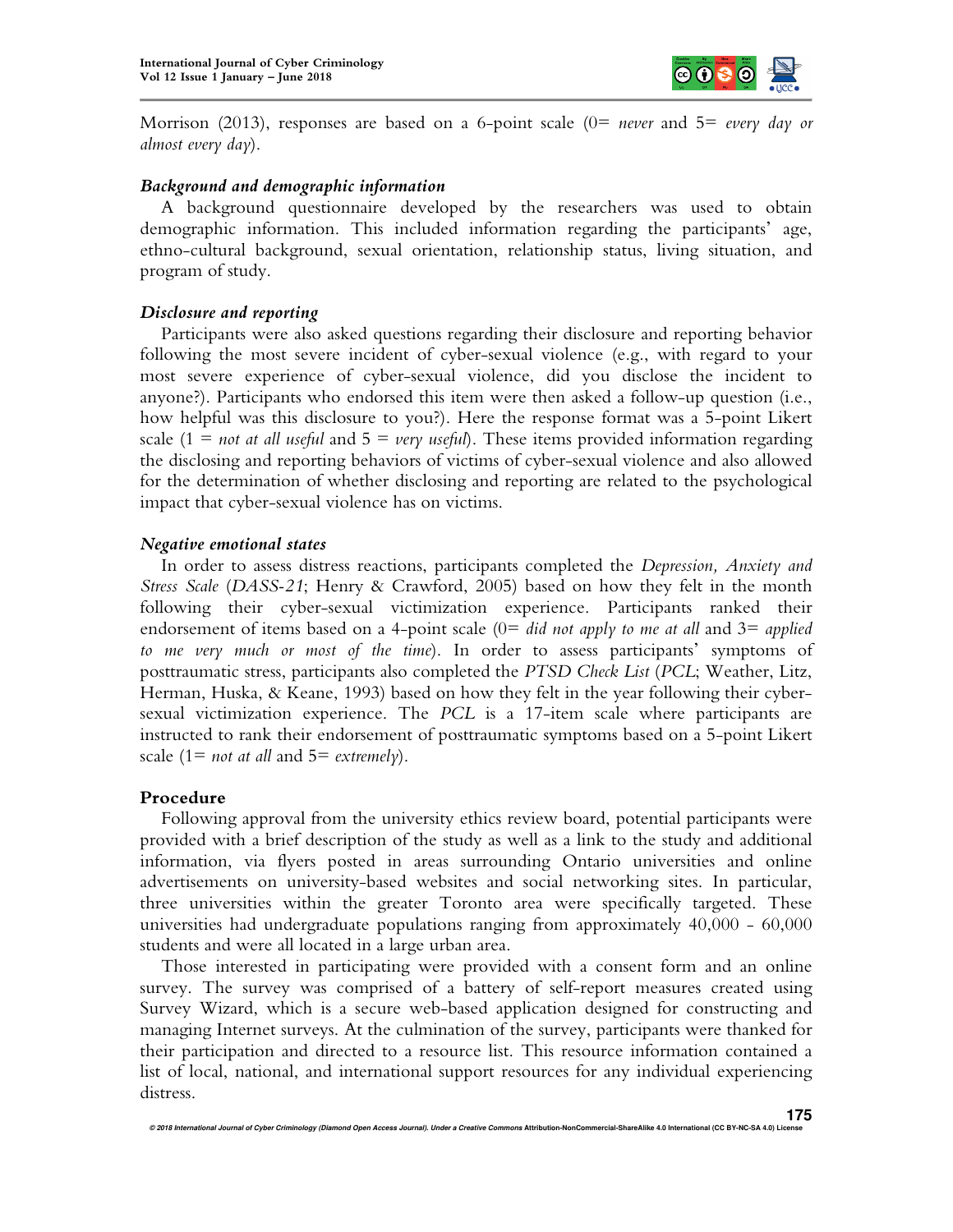Morrison (2013), responses are based on a 6-point scale (0= *never* and 5= *every day or almost every day*).

### *Background and demographic information*

A background questionnaire developed by the researchers was used to obtain demographic information. This included information regarding the participants' age, ethno-cultural background, sexual orientation, relationship status, living situation, and program of study.

### *Disclosure and reporting*

Participants were also asked questions regarding their disclosure and reporting behavior following the most severe incident of cyber-sexual violence (e.g., with regard to your most severe experience of cyber-sexual violence, did you disclose the incident to anyone?). Participants who endorsed this item were then asked a follow-up question (i.e., how helpful was this disclosure to you?). Here the response format was a 5-point Likert scale (1 = *not at all useful* and 5 = *very useful*). These items provided information regarding the disclosing and reporting behaviors of victims of cyber-sexual violence and also allowed for the determination of whether disclosing and reporting are related to the psychological impact that cyber-sexual violence has on victims.

### *Negative emotional states*

In order to assess distress reactions, participants completed the *Depression, Anxiety and Stress Scale* (*DASS-21*; Henry & Crawford, 2005) based on how they felt in the month following their cyber-sexual victimization experience. Participants ranked their endorsement of items based on a 4-point scale (0= *did not apply to me at all* and 3= *applied to me very much or most of the time*). In order to assess participants' symptoms of posttraumatic stress, participants also completed the *PTSD Check List* (*PCL*; Weather, Litz, Herman, Huska, & Keane, 1993) based on how they felt in the year following their cyber-sexual victimization experience. The *PCL* is a 17-item scale where participants are instructed to rank their endorsement of posttraumatic symptoms based on a 5-point Likert scale (1= *not at all* and 5= *extremely*).

## Procedure

Following approval from the university ethics review board, potential participants were provided with a brief description of the study as well as a link to the study and additional information, via flyers posted in areas surrounding Ontario universities and online advertisements on university-based websites and social networking sites. In particular, three universities within the greater Toronto area were specifically targeted. These universities had undergraduate populations ranging from approximately 40,000 - 60,000 students and were all located in a large urban area.

Those interested in participating were provided with a consent form and an online survey. The survey was comprised of a battery of self-report measures created using Survey Wizard, which is a secure web-based application designed for constructing and managing Internet surveys. At the culmination of the survey, participants were thanked for their participation and directed to a resource list. This resource information contained a list of local, national, and international support resources for any individual experiencing distress.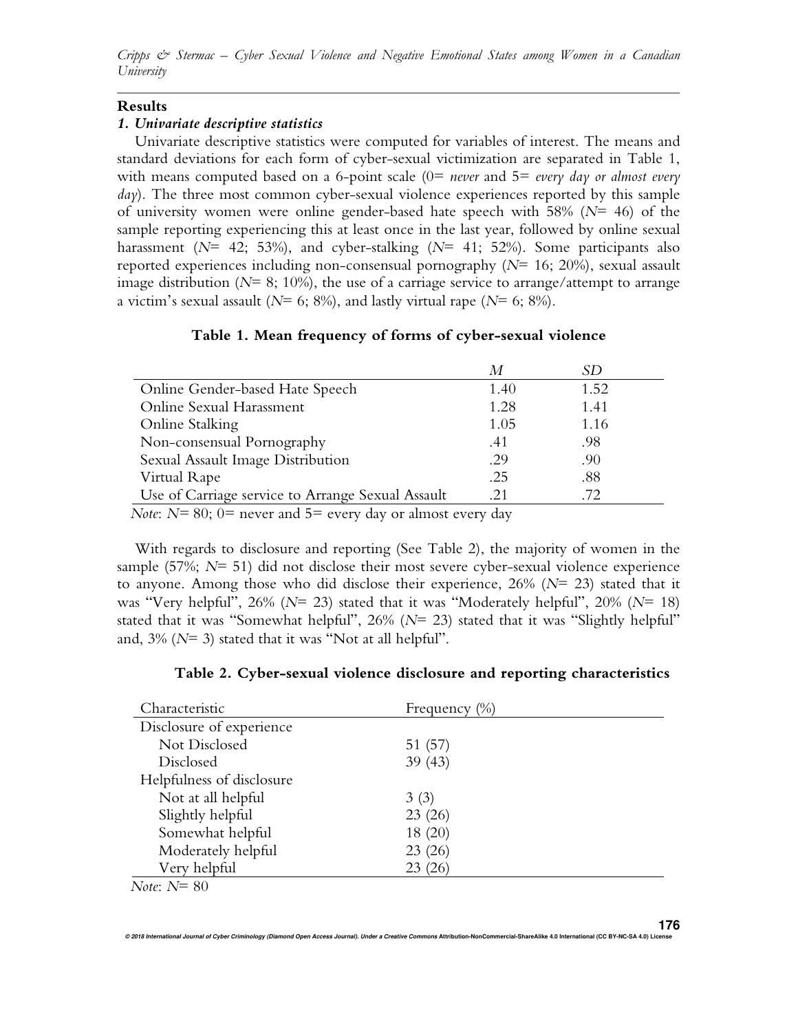## Results

### *1. Univariate descriptive statistics*

Univariate descriptive statistics were computed for variables of interest. The means and standard deviations for each form of cyber-sexual victimization are separated in Table 1, with means computed based on a 6-point scale (0= *never* and 5= *every day or almost every day*). The three most common cyber-sexual violence experiences reported by this sample of university women were online gender-based hate speech with 58% (*N*= 46) of the sample reporting experiencing this at least once in the last year, followed by online sexual harassment (*N*= 42; 53%), and cyber-stalking (*N*= 41; 52%). Some participants also reported experiences including non-consensual pornography (*N*= 16; 20%), sexual assault image distribution (*N*= 8; 10%), the use of a carriage service to arrange/attempt to arrange a victim's sexual assault (*N*= 6; 8%), and lastly virtual rape (*N*= 6; 8%).

**Table 1. Mean frequency of forms of cyber-sexual violence**

| | *M* | *SD* |
|---|---|---|
| Online Gender-based Hate Speech | 1.40 | 1.52 |
| Online Sexual Harassment | 1.28 | 1.41 |
| Online Stalking | 1.05 | 1.16 |
| Non-consensual Pornography | .41 | .98 |
| Sexual Assault Image Distribution | .29 | .90 |
| Virtual Rape | .25 | .88 |
| Use of Carriage service to Arrange Sexual Assault | .21 | .72 |

*Note*: *N*= 80; 0= never and 5= every day or almost every day

With regards to disclosure and reporting (See Table 2), the majority of women in the sample (57%; *N*= 51) did not disclose their most severe cyber-sexual violence experience to anyone. Among those who did disclose their experience, 26% (*N*= 23) stated that it was "Very helpful", 26% (*N*= 23) stated that it was "Moderately helpful", 20% (*N*= 18) stated that it was "Somewhat helpful", 26% (*N*= 23) stated that it was "Slightly helpful" and, 3% (*N*= 3) stated that it was "Not at all helpful".

**Table 2. Cyber-sexual violence disclosure and reporting characteristics**

| Characteristic | Frequency (%) |
|---|---|
| Disclosure of experience | |
| Not Disclosed | 51 (57) |
| Disclosed | 39 (43) |
| Helpfulness of disclosure | |
| Not at all helpful | 3 (3) |
| Slightly helpful | 23 (26) |
| Somewhat helpful | 18 (20) |
| Moderately helpful | 23 (26) |
| Very helpful | 23 (26) |

*Note*: *N*= 80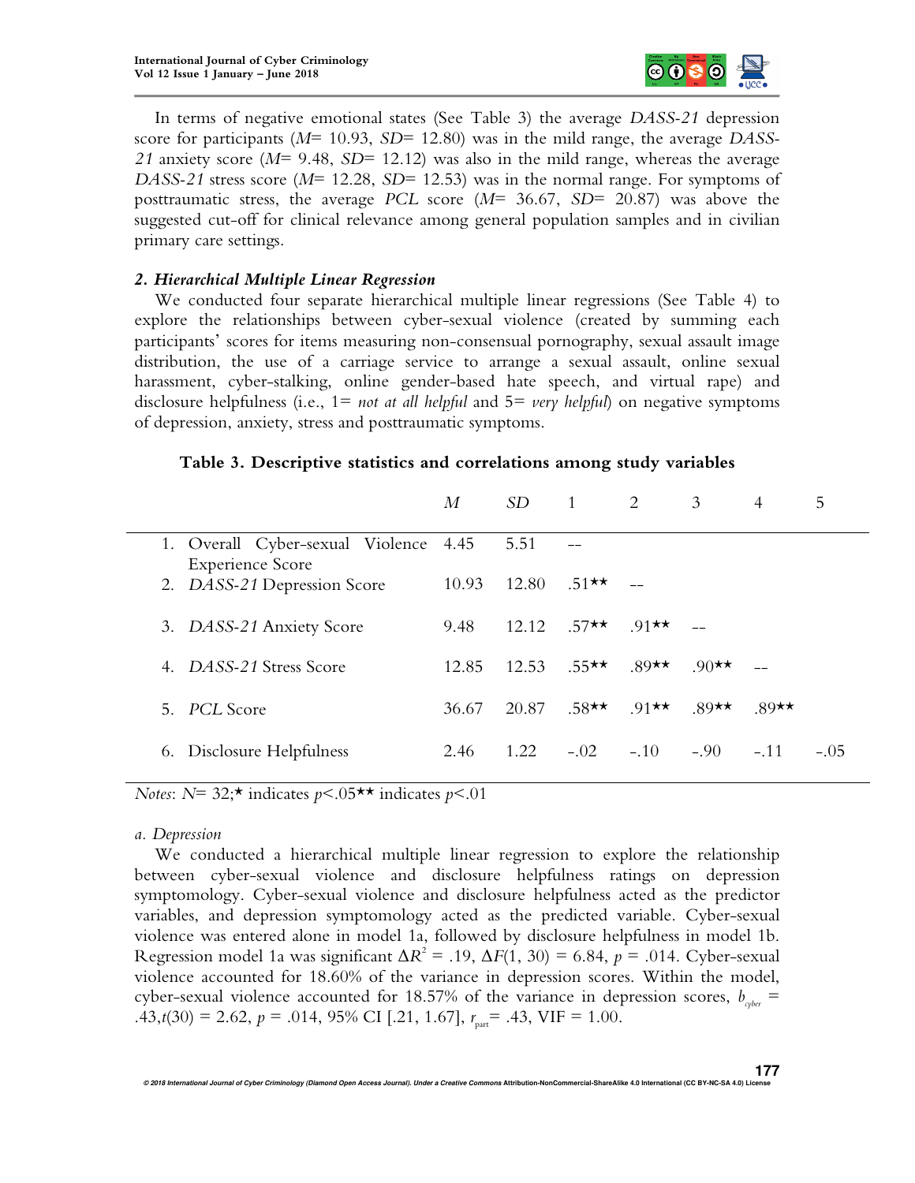In terms of negative emotional states (See Table 3) the average *DASS-21* depression score for participants (*M*= 10.93, *SD*= 12.80) was in the mild range, the average *DASS-21* anxiety score (*M*= 9.48, *SD*= 12.12) was also in the mild range, whereas the average *DASS-21* stress score (*M*= 12.28, *SD*= 12.53) was in the normal range. For symptoms of posttraumatic stress, the average *PCL* score (*M*= 36.67, *SD*= 20.87) was above the suggested cut-off for clinical relevance among general population samples and in civilian primary care settings.

### *2. Hierarchical Multiple Linear Regression*

We conducted four separate hierarchical multiple linear regressions (See Table 4) to explore the relationships between cyber-sexual violence (created by summing each participants' scores for items measuring non-consensual pornography, sexual assault image distribution, the use of a carriage service to arrange a sexual assault, online sexual harassment, cyber-stalking, online gender-based hate speech, and virtual rape) and disclosure helpfulness (i.e., 1= *not at all helpful* and 5= *very helpful*) on negative symptoms of depression, anxiety, stress and posttraumatic symptoms.

**Table 3. Descriptive statistics and correlations among study variables**

| | *M* | *SD* | 1 | 2 | 3 | 4 | 5 |
|---|---|---|---|---|---|---|---|
| 1. Overall Cyber-sexual Violence Experience Score | 4.45 | 5.51 | -- | | | | |
| 2. *DASS-21* Depression Score | 10.93 | 12.80 | .51** | -- | | | |
| 3. *DASS-21* Anxiety Score | 9.48 | 12.12 | .57** | .91** | -- | | |
| 4. *DASS-21* Stress Score | 12.85 | 12.53 | .55** | .89** | .90** | -- | |
| 5. *PCL* Score | 36.67 | 20.87 | .58** | .91** | .89** | .89** | |
| 6. Disclosure Helpfulness | 2.46 | 1.22 | -.02 | -.10 | -.90 | -.11 | -.05 |

*Notes*: *N*= 32;* indicates $p$<.05** indicates $p$<.01

#### *a. Depression*

We conducted a hierarchical multiple linear regression to explore the relationship between cyber-sexual violence and disclosure helpfulness ratings on depression symptomology. Cyber-sexual violence and disclosure helpfulness acted as the predictor variables, and depression symptomology acted as the predicted variable. Cyber-sexual violence was entered alone in model 1a, followed by disclosure helpfulness in model 1b. Regression model 1a was significant $\Delta R^2$ = .19, $\Delta F(1, 30)$ = 6.84, $p$ = .014. Cyber-sexual violence accounted for 18.60% of the variance in depression scores. Within the model, cyber-sexual violence accounted for 18.57% of the variance in depression scores, $b_{cyber}$ = .43, $t(30)$ = 2.62, $p$ = .014, 95% CI [.21, 1.67], $r_{part}$ = .43, VIF = 1.00.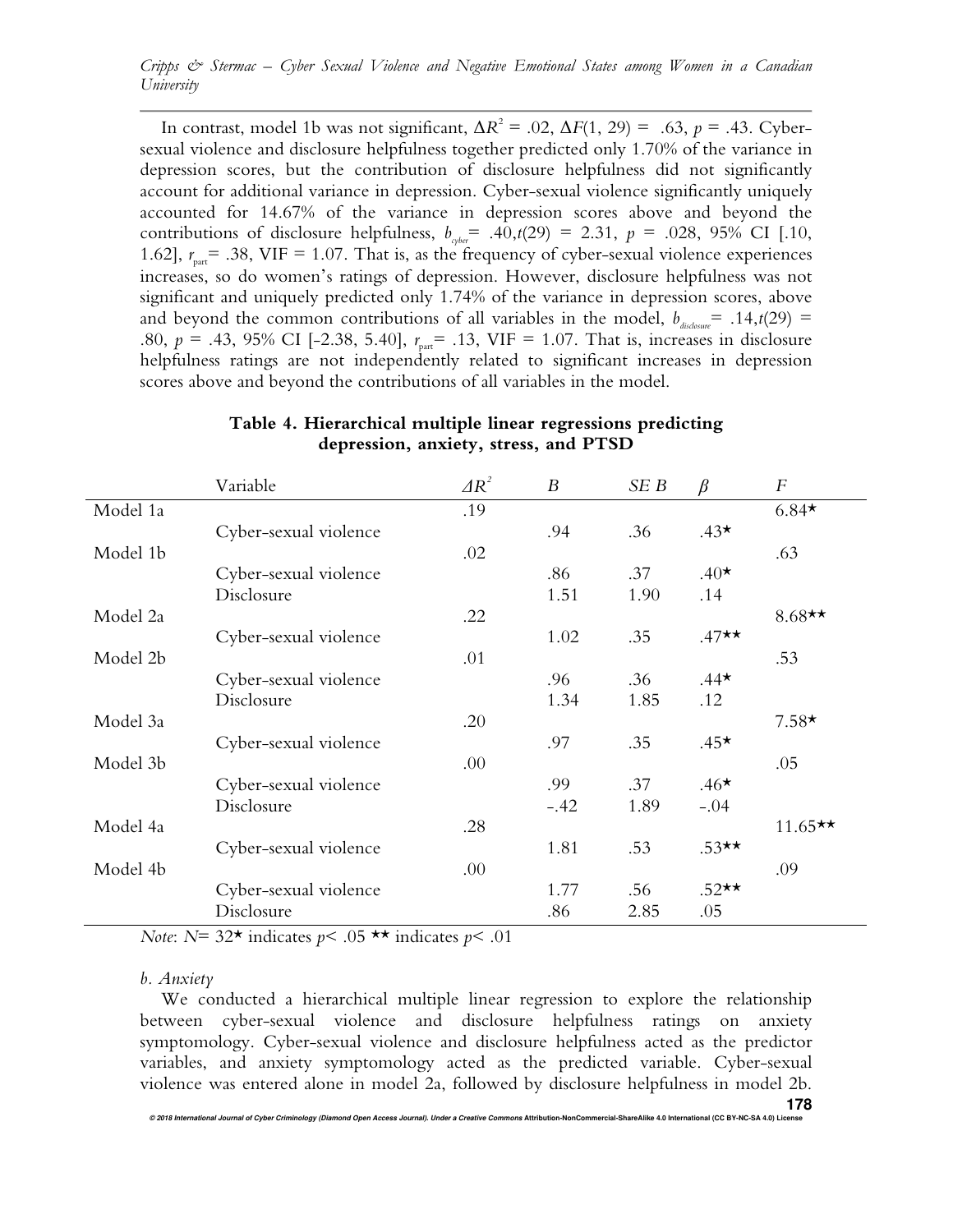In contrast, model 1b was not significant, $\Delta R^2 = .02$, $\Delta F(1, 29) = .63$, $p = .43$. Cyber-sexual violence and disclosure helpfulness together predicted only 1.70% of the variance in depression scores, but the contribution of disclosure helpfulness did not significantly account for additional variance in depression. Cyber-sexual violence significantly uniquely accounted for 14.67% of the variance in depression scores above and beyond the contributions of disclosure helpfulness, $b_{cyber} = .40$, $t(29) = 2.31$, $p = .028$, 95% CI [.10, 1.62], $r_{part} = .38$, VIF = 1.07. That is, as the frequency of cyber-sexual violence experiences increases, so do women's ratings of depression. However, disclosure helpfulness was not significant and uniquely predicted only 1.74% of the variance in depression scores, above and beyond the common contributions of all variables in the model, $b_{disclosure} = .14$, $t(29) = .80$, $p = .43$, 95% CI [-2.38, 5.40], $r_{part} = .13$, VIF = 1.07. That is, increases in disclosure helpfulness ratings are not independently related to significant increases in depression scores above and beyond the contributions of all variables in the model.

**Table 4. Hierarchical multiple linear regressions predicting depression, anxiety, stress, and PTSD**

| | Variable | $\Delta R^2$ | $B$ | $SE\ B$ | $\beta$ | $F$ |
|---|---|---|---|---|---|---|
| Model 1a | | .19 | | | | 6.84* |
| | Cyber-sexual violence | | .94 | .36 | .43* | |
| Model 1b | | .02 | | | | .63 |
| | Cyber-sexual violence | | .86 | .37 | .40* | |
| | Disclosure | | 1.51 | 1.90 | .14 | |
| Model 2a | | .22 | | | | 8.68** |
| | Cyber-sexual violence | | 1.02 | .35 | .47** | |
| Model 2b | | .01 | | | | .53 |
| | Cyber-sexual violence | | .96 | .36 | .44* | |
| | Disclosure | | 1.34 | 1.85 | .12 | |
| Model 3a | | .20 | | | | 7.58* |
| | Cyber-sexual violence | | .97 | .35 | .45* | |
| Model 3b | | .00 | | | | .05 |
| | Cyber-sexual violence | | .99 | .37 | .46* | |
| | Disclosure | | -.42 | 1.89 | -.04 | |
| Model 4a | | .28 | | | | 11.65** |
| | Cyber-sexual violence | | 1.81 | .53 | .53** | |
| Model 4b | | .00 | | | | .09 |
| | Cyber-sexual violence | | 1.77 | .56 | .52** | |
| | Disclosure | | .86 | 2.85 | .05 | |

*Note*: $N = 32$ * indicates $p < .05$ ** indicates $p < .01$

*b. Anxiety*

We conducted a hierarchical multiple linear regression to explore the relationship between cyber-sexual violence and disclosure helpfulness ratings on anxiety symptomology. Cyber-sexual violence and disclosure helpfulness acted as the predictor variables, and anxiety symptomology acted as the predicted variable. Cyber-sexual violence was entered alone in model 2a, followed by disclosure helpfulness in model 2b.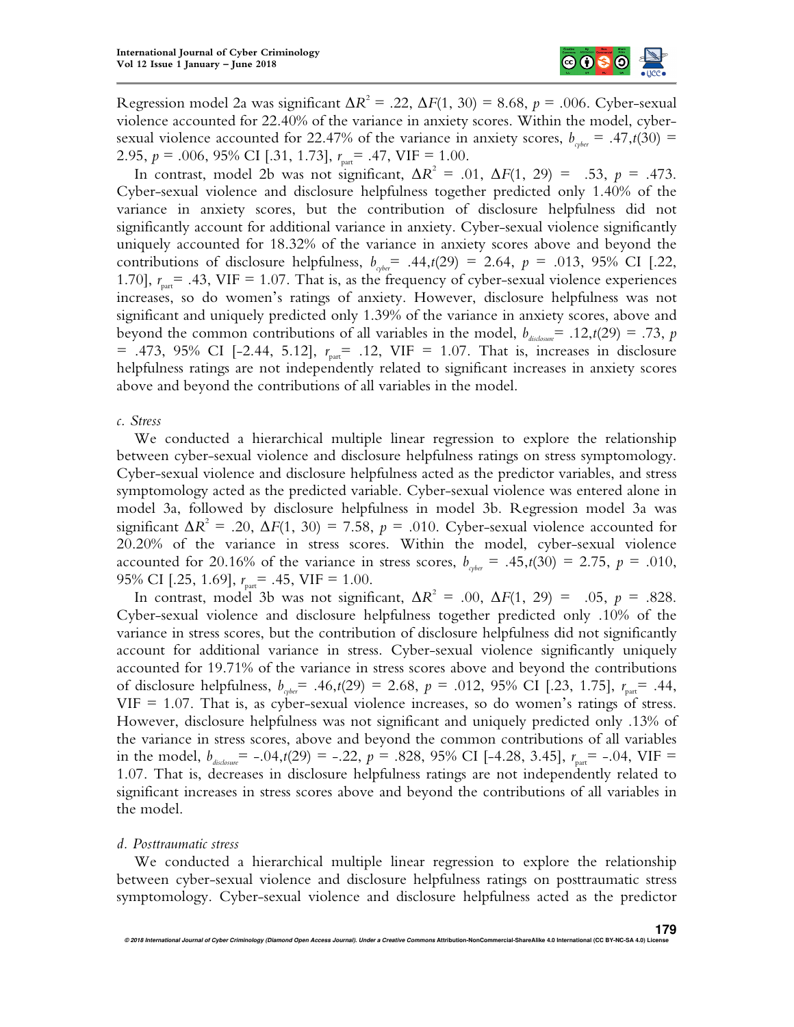Regression model 2a was significant $\Delta R^2 = .22$, $\Delta F(1, 30) = 8.68$, $p = .006$. Cyber-sexual violence accounted for 22.40% of the variance in anxiety scores. Within the model, cyber-sexual violence accounted for 22.47% of the variance in anxiety scores, $b_{cyber} = .47, t(30) = 2.95$, $p = .006$, 95% CI [.31, 1.73], $r_{part} = .47$, VIF = 1.00.

In contrast, model 2b was not significant, $\Delta R^2 = .01$, $\Delta F(1, 29) = .53$, $p = .473$. Cyber-sexual violence and disclosure helpfulness together predicted only 1.40% of the variance in anxiety scores, but the contribution of disclosure helpfulness did not significantly account for additional variance in anxiety. Cyber-sexual violence significantly uniquely accounted for 18.32% of the variance in anxiety scores above and beyond the contributions of disclosure helpfulness, $b_{cyber} = .44, t(29) = 2.64$, $p = .013$, 95% CI [.22, 1.70], $r_{part} = .43$, VIF = 1.07. That is, as the frequency of cyber-sexual violence experiences increases, so do women's ratings of anxiety. However, disclosure helpfulness was not significant and uniquely predicted only 1.39% of the variance in anxiety scores, above and beyond the common contributions of all variables in the model, $b_{disclosure} = .12, t(29) = .73$, $p = .473$, 95% CI [-2.44, 5.12], $r_{part} = .12$, VIF = 1.07. That is, increases in disclosure helpfulness ratings are not independently related to significant increases in anxiety scores above and beyond the contributions of all variables in the model.

*c. Stress*

We conducted a hierarchical multiple linear regression to explore the relationship between cyber-sexual violence and disclosure helpfulness ratings on stress symptomology. Cyber-sexual violence and disclosure helpfulness acted as the predictor variables, and stress symptomology acted as the predicted variable. Cyber-sexual violence was entered alone in model 3a, followed by disclosure helpfulness in model 3b. Regression model 3a was significant $\Delta R^2 = .20$, $\Delta F(1, 30) = 7.58$, $p = .010$. Cyber-sexual violence accounted for 20.20% of the variance in stress scores. Within the model, cyber-sexual violence accounted for 20.16% of the variance in stress scores, $b_{cyber} = .45, t(30) = 2.75$, $p = .010$, 95% CI [.25, 1.69], $r_{part} = .45$, VIF = 1.00.

In contrast, model 3b was not significant, $\Delta R^2 = .00$, $\Delta F(1, 29) = .05$, $p = .828$. Cyber-sexual violence and disclosure helpfulness together predicted only .10% of the variance in stress scores, but the contribution of disclosure helpfulness did not significantly account for additional variance in stress. Cyber-sexual violence significantly uniquely accounted for 19.71% of the variance in stress scores above and beyond the contributions of disclosure helpfulness, $b_{cyber} = .46, t(29) = 2.68$, $p = .012$, 95% CI [.23, 1.75], $r_{part} = .44$, VIF = 1.07. That is, as cyber-sexual violence increases, so do women's ratings of stress. However, disclosure helpfulness was not significant and uniquely predicted only .13% of the variance in stress scores, above and beyond the common contributions of all variables in the model, $b_{disclosure} = -.04, t(29) = -.22$, $p = .828$, 95% CI [-4.28, 3.45], $r_{part} = -.04$, VIF = 1.07. That is, decreases in disclosure helpfulness ratings are not independently related to significant increases in stress scores above and beyond the contributions of all variables in the model.

*d. Posttraumatic stress*

We conducted a hierarchical multiple linear regression to explore the relationship between cyber-sexual violence and disclosure helpfulness ratings on posttraumatic stress symptomology. Cyber-sexual violence and disclosure helpfulness acted as the predictor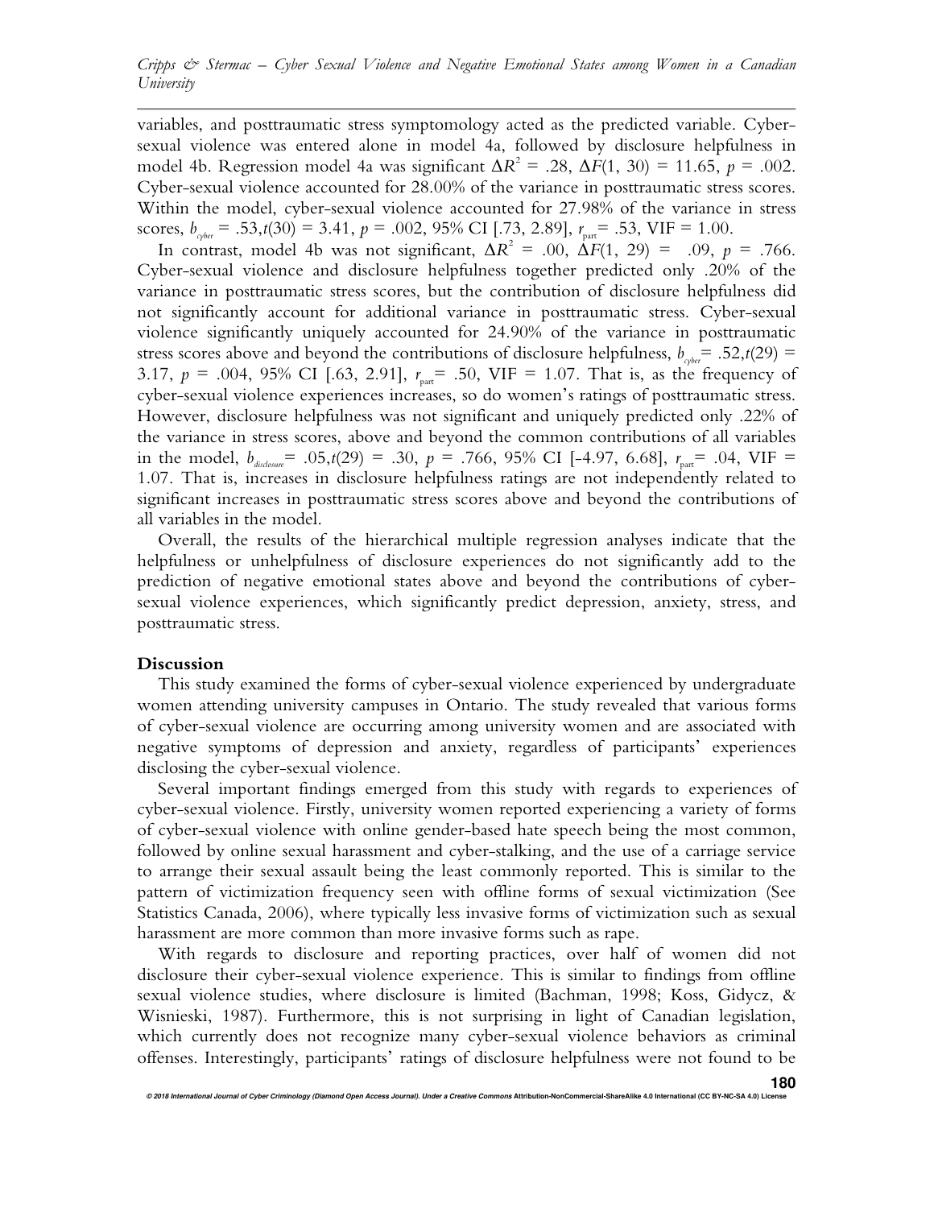variables, and posttraumatic stress symptomology acted as the predicted variable. Cyber-sexual violence was entered alone in model 4a, followed by disclosure helpfulness in model 4b. Regression model 4a was significant $\Delta R^2 = .28$, $\Delta F(1, 30) = 11.65$, $p = .002$. Cyber-sexual violence accounted for 28.00% of the variance in posttraumatic stress scores. Within the model, cyber-sexual violence accounted for 27.98% of the variance in stress scores, $b_{cyber} = .53$, $t(30) = 3.41$, $p = .002$, 95% CI [.73, 2.89], $r_{part} = .53$, VIF = 1.00.

In contrast, model 4b was not significant, $\Delta R^2 = .00$, $\Delta F(1, 29) = .09$, $p = .766$. Cyber-sexual violence and disclosure helpfulness together predicted only .20% of the variance in posttraumatic stress scores, but the contribution of disclosure helpfulness did not significantly account for additional variance in posttraumatic stress. Cyber-sexual violence significantly uniquely accounted for 24.90% of the variance in posttraumatic stress scores above and beyond the contributions of disclosure helpfulness, $b_{cyber} = .52$, $t(29) = 3.17$, $p = .004$, 95% CI [.63, 2.91], $r_{part} = .50$, VIF = 1.07. That is, as the frequency of cyber-sexual violence experiences increases, so do women's ratings of posttraumatic stress. However, disclosure helpfulness was not significant and uniquely predicted only .22% of the variance in stress scores, above and beyond the common contributions of all variables in the model, $b_{disclosure} = .05$, $t(29) = .30$, $p = .766$, 95% CI [-4.97, 6.68], $r_{part} = .04$, VIF = 1.07. That is, increases in disclosure helpfulness ratings are not independently related to significant increases in posttraumatic stress scores above and beyond the contributions of all variables in the model.

Overall, the results of the hierarchical multiple regression analyses indicate that the helpfulness or unhelpfulness of disclosure experiences do not significantly add to the prediction of negative emotional states above and beyond the contributions of cyber-sexual violence experiences, which significantly predict depression, anxiety, stress, and posttraumatic stress.

## Discussion

This study examined the forms of cyber-sexual violence experienced by undergraduate women attending university campuses in Ontario. The study revealed that various forms of cyber-sexual violence are occurring among university women and are associated with negative symptoms of depression and anxiety, regardless of participants' experiences disclosing the cyber-sexual violence.

Several important findings emerged from this study with regards to experiences of cyber-sexual violence. Firstly, university women reported experiencing a variety of forms of cyber-sexual violence with online gender-based hate speech being the most common, followed by online sexual harassment and cyber-stalking, and the use of a carriage service to arrange their sexual assault being the least commonly reported. This is similar to the pattern of victimization frequency seen with offline forms of sexual victimization (See Statistics Canada, 2006), where typically less invasive forms of victimization such as sexual harassment are more common than more invasive forms such as rape.

With regards to disclosure and reporting practices, over half of women did not disclosure their cyber-sexual violence experience. This is similar to findings from offline sexual violence studies, where disclosure is limited (Bachman, 1998; Koss, Gidycz, & Wisnieski, 1987). Furthermore, this is not surprising in light of Canadian legislation, which currently does not recognize many cyber-sexual violence behaviors as criminal offenses. Interestingly, participants' ratings of disclosure helpfulness were not found to be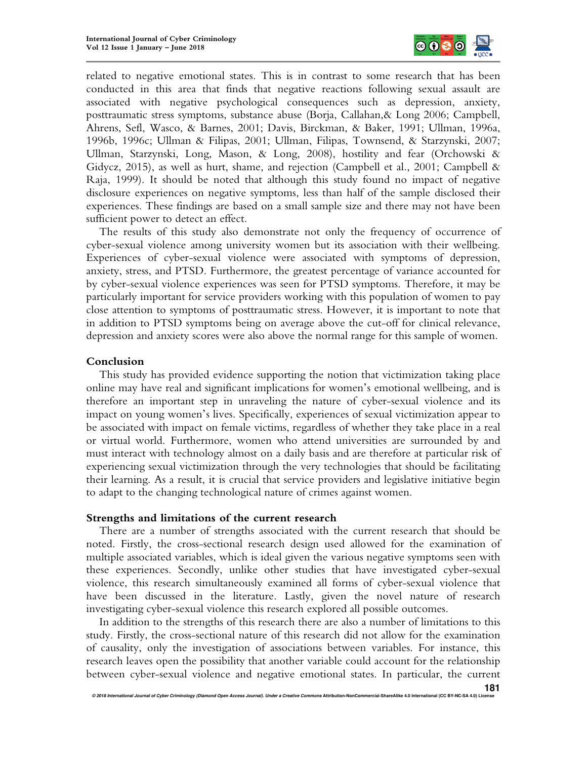related to negative emotional states. This is in contrast to some research that has been conducted in this area that finds that negative reactions following sexual assault are associated with negative psychological consequences such as depression, anxiety, posttraumatic stress symptoms, substance abuse (Borja, Callahan,& Long 2006; Campbell, Ahrens, Sefl, Wasco, & Barnes, 2001; Davis, Birckman, & Baker, 1991; Ullman, 1996a, 1996b, 1996c; Ullman & Filipas, 2001; Ullman, Filipas, Townsend, & Starzynski, 2007; Ullman, Starzynski, Long, Mason, & Long, 2008), hostility and fear (Orchowski & Gidycz, 2015), as well as hurt, shame, and rejection (Campbell et al., 2001; Campbell & Raja, 1999). It should be noted that although this study found no impact of negative disclosure experiences on negative symptoms, less than half of the sample disclosed their experiences. These findings are based on a small sample size and there may not have been sufficient power to detect an effect.

The results of this study also demonstrate not only the frequency of occurrence of cyber-sexual violence among university women but its association with their wellbeing. Experiences of cyber-sexual violence were associated with symptoms of depression, anxiety, stress, and PTSD. Furthermore, the greatest percentage of variance accounted for by cyber-sexual violence experiences was seen for PTSD symptoms. Therefore, it may be particularly important for service providers working with this population of women to pay close attention to symptoms of posttraumatic stress. However, it is important to note that in addition to PTSD symptoms being on average above the cut-off for clinical relevance, depression and anxiety scores were also above the normal range for this sample of women.

## Conclusion

This study has provided evidence supporting the notion that victimization taking place online may have real and significant implications for women's emotional wellbeing, and is therefore an important step in unraveling the nature of cyber-sexual violence and its impact on young women's lives. Specifically, experiences of sexual victimization appear to be associated with impact on female victims, regardless of whether they take place in a real or virtual world. Furthermore, women who attend universities are surrounded by and must interact with technology almost on a daily basis and are therefore at particular risk of experiencing sexual victimization through the very technologies that should be facilitating their learning. As a result, it is crucial that service providers and legislative initiative begin to adapt to the changing technological nature of crimes against women.

## Strengths and limitations of the current research

There are a number of strengths associated with the current research that should be noted. Firstly, the cross-sectional research design used allowed for the examination of multiple associated variables, which is ideal given the various negative symptoms seen with these experiences. Secondly, unlike other studies that have investigated cyber-sexual violence, this research simultaneously examined all forms of cyber-sexual violence that have been discussed in the literature. Lastly, given the novel nature of research investigating cyber-sexual violence this research explored all possible outcomes.

In addition to the strengths of this research there are also a number of limitations to this study. Firstly, the cross-sectional nature of this research did not allow for the examination of causality, only the investigation of associations between variables. For instance, this research leaves open the possibility that another variable could account for the relationship between cyber-sexual violence and negative emotional states. In particular, the current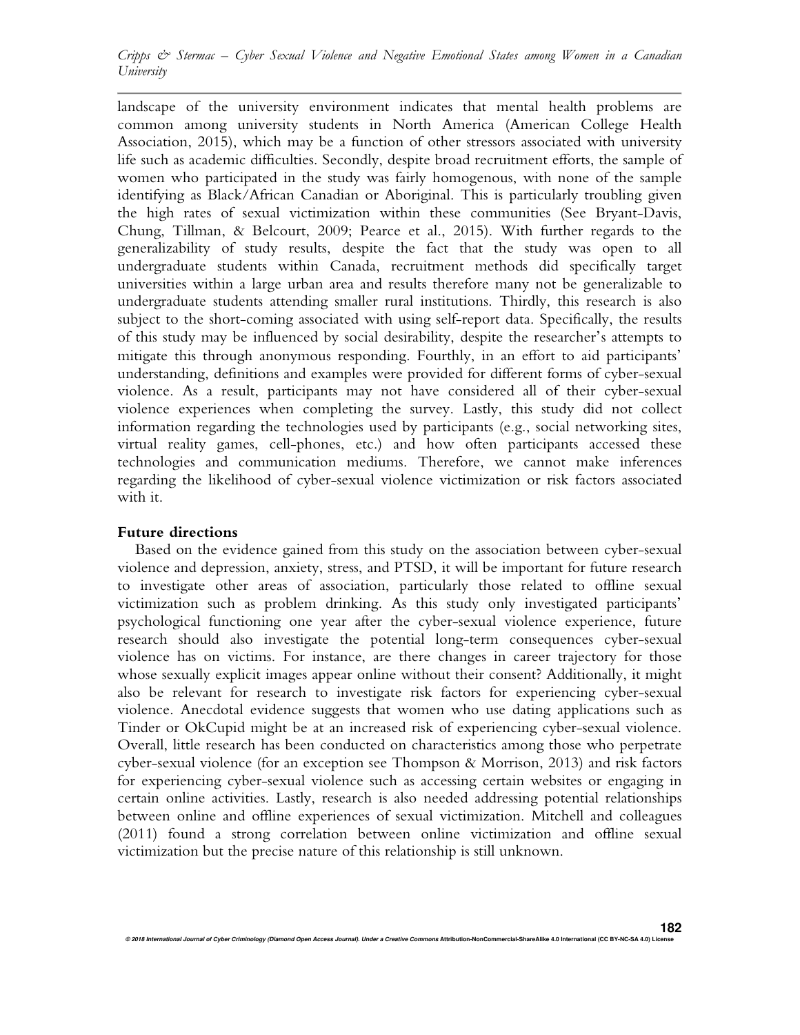landscape of the university environment indicates that mental health problems are common among university students in North America (American College Health Association, 2015), which may be a function of other stressors associated with university life such as academic difficulties. Secondly, despite broad recruitment efforts, the sample of women who participated in the study was fairly homogenous, with none of the sample identifying as Black/African Canadian or Aboriginal. This is particularly troubling given the high rates of sexual victimization within these communities (See Bryant-Davis, Chung, Tillman, & Belcourt, 2009; Pearce et al., 2015). With further regards to the generalizability of study results, despite the fact that the study was open to all undergraduate students within Canada, recruitment methods did specifically target universities within a large urban area and results therefore many not be generalizable to undergraduate students attending smaller rural institutions. Thirdly, this research is also subject to the short-coming associated with using self-report data. Specifically, the results of this study may be influenced by social desirability, despite the researcher's attempts to mitigate this through anonymous responding. Fourthly, in an effort to aid participants' understanding, definitions and examples were provided for different forms of cyber-sexual violence. As a result, participants may not have considered all of their cyber-sexual violence experiences when completing the survey. Lastly, this study did not collect information regarding the technologies used by participants (e.g., social networking sites, virtual reality games, cell-phones, etc.) and how often participants accessed these technologies and communication mediums. Therefore, we cannot make inferences regarding the likelihood of cyber-sexual violence victimization or risk factors associated with it.

## Future directions

Based on the evidence gained from this study on the association between cyber-sexual violence and depression, anxiety, stress, and PTSD, it will be important for future research to investigate other areas of association, particularly those related to offline sexual victimization such as problem drinking. As this study only investigated participants' psychological functioning one year after the cyber-sexual violence experience, future research should also investigate the potential long-term consequences cyber-sexual violence has on victims. For instance, are there changes in career trajectory for those whose sexually explicit images appear online without their consent? Additionally, it might also be relevant for research to investigate risk factors for experiencing cyber-sexual violence. Anecdotal evidence suggests that women who use dating applications such as Tinder or OkCupid might be at an increased risk of experiencing cyber-sexual violence. Overall, little research has been conducted on characteristics among those who perpetrate cyber-sexual violence (for an exception see Thompson & Morrison, 2013) and risk factors for experiencing cyber-sexual violence such as accessing certain websites or engaging in certain online activities. Lastly, research is also needed addressing potential relationships between online and offline experiences of sexual victimization. Mitchell and colleagues (2011) found a strong correlation between online victimization and offline sexual victimization but the precise nature of this relationship is still unknown.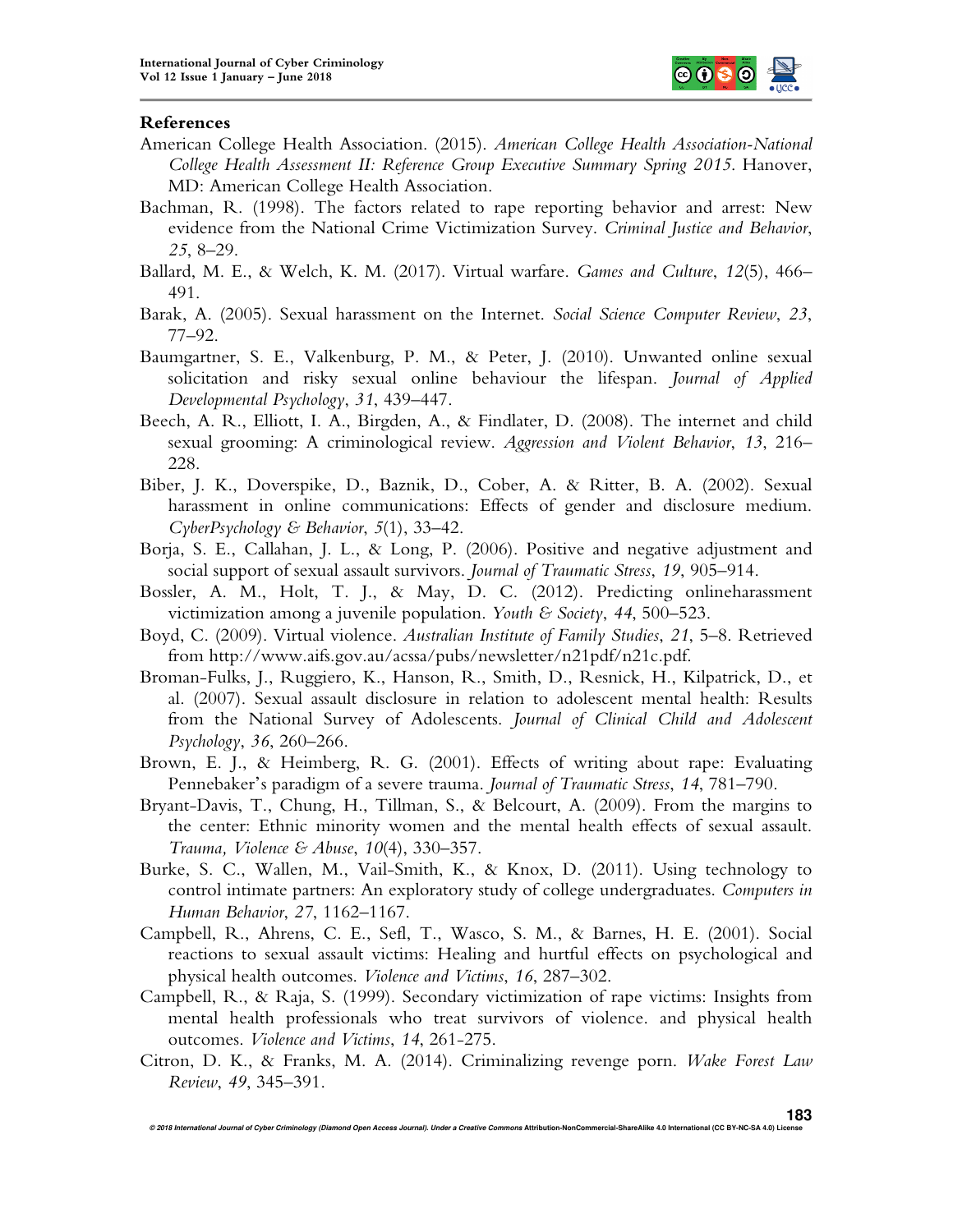## References

American College Health Association. (2015). *American College Health Association-National College Health Assessment II: Reference Group Executive Summary Spring 2015*. Hanover, MD: American College Health Association.

Bachman, R. (1998). The factors related to rape reporting behavior and arrest: New evidence from the National Crime Victimization Survey. *Criminal Justice and Behavior*, *25*, 8–29.

Ballard, M. E., & Welch, K. M. (2017). Virtual warfare. *Games and Culture*, *12*(5), 466–491.

Barak, A. (2005). Sexual harassment on the Internet. *Social Science Computer Review*, *23*, 77–92.

Baumgartner, S. E., Valkenburg, P. M., & Peter, J. (2010). Unwanted online sexual solicitation and risky sexual online behaviour the lifespan. *Journal of Applied Developmental Psychology*, *31*, 439–447.

Beech, A. R., Elliott, I. A., Birgden, A., & Findlater, D. (2008). The internet and child sexual grooming: A criminological review. *Aggression and Violent Behavior*, *13*, 216–228.

Biber, J. K., Doverspike, D., Baznik, D., Cober, A. & Ritter, B. A. (2002). Sexual harassment in online communications: Effects of gender and disclosure medium. *CyberPsychology & Behavior*, *5*(1), 33–42.

Borja, S. E., Callahan, J. L., & Long, P. (2006). Positive and negative adjustment and social support of sexual assault survivors. *Journal of Traumatic Stress*, *19*, 905–914.

Bossler, A. M., Holt, T. J., & May, D. C. (2012). Predicting onlineharassment victimization among a juvenile population. *Youth & Society*, *44*, 500–523.

Boyd, C. (2009). Virtual violence. *Australian Institute of Family Studies*, *21*, 5–8. Retrieved from http://www.aifs.gov.au/acssa/pubs/newsletter/n21pdf/n21c.pdf.

Broman-Fulks, J., Ruggiero, K., Hanson, R., Smith, D., Resnick, H., Kilpatrick, D., et al. (2007). Sexual assault disclosure in relation to adolescent mental health: Results from the National Survey of Adolescents. *Journal of Clinical Child and Adolescent Psychology*, *36*, 260–266.

Brown, E. J., & Heimberg, R. G. (2001). Effects of writing about rape: Evaluating Pennebaker's paradigm of a severe trauma. *Journal of Traumatic Stress*, *14*, 781–790.

Bryant-Davis, T., Chung, H., Tillman, S., & Belcourt, A. (2009). From the margins to the center: Ethnic minority women and the mental health effects of sexual assault. *Trauma, Violence & Abuse*, *10*(4), 330–357.

Burke, S. C., Wallen, M., Vail-Smith, K., & Knox, D. (2011). Using technology to control intimate partners: An exploratory study of college undergraduates. *Computers in Human Behavior*, *27*, 1162–1167.

Campbell, R., Ahrens, C. E., Sefl, T., Wasco, S. M., & Barnes, H. E. (2001). Social reactions to sexual assault victims: Healing and hurtful effects on psychological and physical health outcomes. *Violence and Victims*, *16*, 287–302.

Campbell, R., & Raja, S. (1999). Secondary victimization of rape victims: Insights from mental health professionals who treat survivors of violence. and physical health outcomes. *Violence and Victims*, *14*, 261-275.

Citron, D. K., & Franks, M. A. (2014). Criminalizing revenge porn. *Wake Forest Law Review*, *49*, 345–391.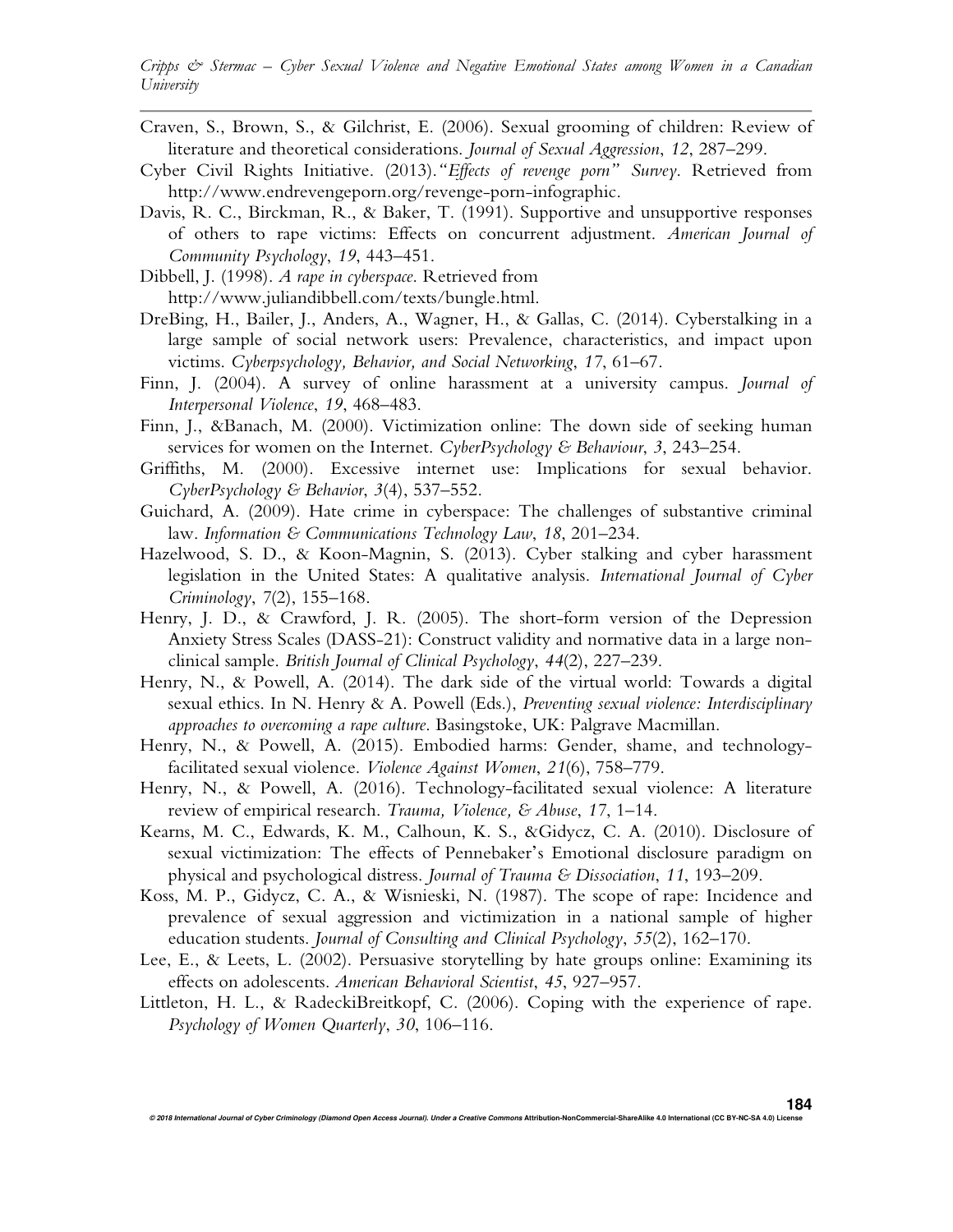Craven, S., Brown, S., & Gilchrist, E. (2006). Sexual grooming of children: Review of literature and theoretical considerations. *Journal of Sexual Aggression*, *12*, 287–299.

Cyber Civil Rights Initiative. (2013).*"Effects of revenge porn" Survey*. Retrieved from http://www.endrevengeporn.org/revenge-porn-infographic.

Davis, R. C., Birckman, R., & Baker, T. (1991). Supportive and unsupportive responses of others to rape victims: Effects on concurrent adjustment. *American Journal of Community Psychology*, *19*, 443–451.

Dibbell, J. (1998). *A rape in cyberspace*. Retrieved from http://www.juliandibbell.com/texts/bungle.html.

DreBing, H., Bailer, J., Anders, A., Wagner, H., & Gallas, C. (2014). Cyberstalking in a large sample of social network users: Prevalence, characteristics, and impact upon victims. *Cyberpsychology, Behavior, and Social Networking*, *17*, 61–67.

Finn, J. (2004). A survey of online harassment at a university campus. *Journal of Interpersonal Violence*, *19*, 468–483.

Finn, J., &Banach, M. (2000). Victimization online: The down side of seeking human services for women on the Internet. *CyberPsychology & Behaviour*, *3*, 243–254.

Griffiths, M. (2000). Excessive internet use: Implications for sexual behavior. *CyberPsychology & Behavior*, *3*(4), 537–552.

Guichard, A. (2009). Hate crime in cyberspace: The challenges of substantive criminal law. *Information & Communications Technology Law*, *18*, 201–234.

Hazelwood, S. D., & Koon-Magnin, S. (2013). Cyber stalking and cyber harassment legislation in the United States: A qualitative analysis. *International Journal of Cyber Criminology*, *7*(2), 155–168.

Henry, J. D., & Crawford, J. R. (2005). The short-form version of the Depression Anxiety Stress Scales (DASS-21): Construct validity and normative data in a large non-clinical sample. *British Journal of Clinical Psychology*, *44*(2), 227–239.

Henry, N., & Powell, A. (2014). The dark side of the virtual world: Towards a digital sexual ethics. In N. Henry & A. Powell (Eds.), *Preventing sexual violence: Interdisciplinary approaches to overcoming a rape culture*. Basingstoke, UK: Palgrave Macmillan.

Henry, N., & Powell, A. (2015). Embodied harms: Gender, shame, and technology-facilitated sexual violence. *Violence Against Women*, *21*(6), 758–779.

Henry, N., & Powell, A. (2016). Technology-facilitated sexual violence: A literature review of empirical research. *Trauma, Violence, & Abuse*, *17*, 1–14.

Kearns, M. C., Edwards, K. M., Calhoun, K. S., &Gidycz, C. A. (2010). Disclosure of sexual victimization: The effects of Pennebaker's Emotional disclosure paradigm on physical and psychological distress. *Journal of Trauma & Dissociation*, *11*, 193–209.

Koss, M. P., Gidycz, C. A., & Wisnieski, N. (1987). The scope of rape: Incidence and prevalence of sexual aggression and victimization in a national sample of higher education students. *Journal of Consulting and Clinical Psychology*, *55*(2), 162–170.

Lee, E., & Leets, L. (2002). Persuasive storytelling by hate groups online: Examining its effects on adolescents. *American Behavioral Scientist*, *45*, 927–957.

Littleton, H. L., & RadeckiBreitkopf, C. (2006). Coping with the experience of rape. *Psychology of Women Quarterly*, *30*, 106–116.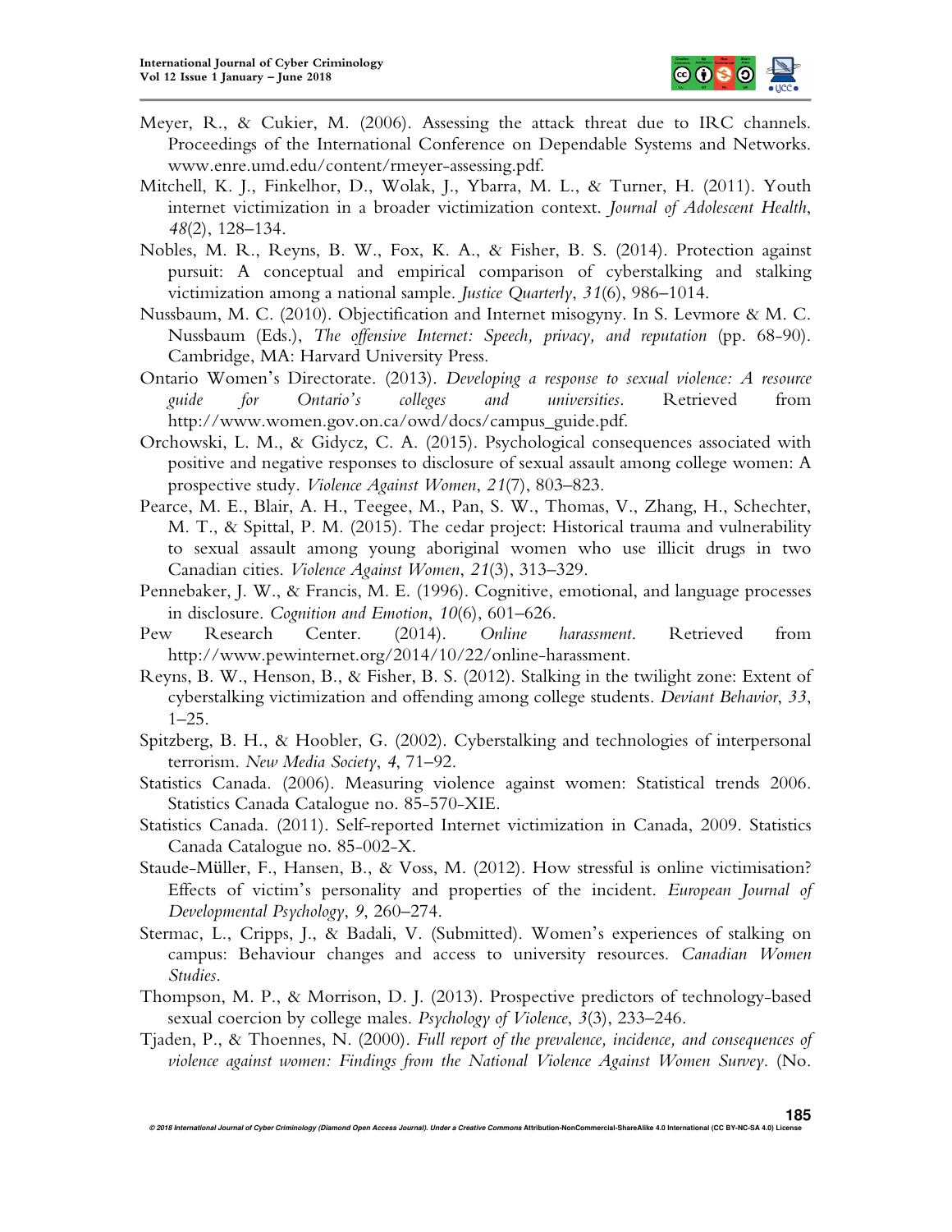Meyer, R., & Cukier, M. (2006). Assessing the attack threat due to IRC channels. Proceedings of the International Conference on Dependable Systems and Networks. www.enre.umd.edu/content/rmeyer-assessing.pdf.

Mitchell, K. J., Finkelhor, D., Wolak, J., Ybarra, M. L., & Turner, H. (2011). Youth internet victimization in a broader victimization context. *Journal of Adolescent Health*, *48*(2), 128–134.

Nobles, M. R., Reyns, B. W., Fox, K. A., & Fisher, B. S. (2014). Protection against pursuit: A conceptual and empirical comparison of cyberstalking and stalking victimization among a national sample. *Justice Quarterly*, *31*(6), 986–1014.

Nussbaum, M. C. (2010). Objectification and Internet misogyny. In S. Levmore & M. C. Nussbaum (Eds.), *The offensive Internet: Speech, privacy, and reputation* (pp. 68-90). Cambridge, MA: Harvard University Press.

Ontario Women's Directorate. (2013). *Developing a response to sexual violence: A resource guide for Ontario's colleges and universities*. Retrieved from http://www.women.gov.on.ca/owd/docs/campus_guide.pdf.

Orchowski, L. M., & Gidycz, C. A. (2015). Psychological consequences associated with positive and negative responses to disclosure of sexual assault among college women: A prospective study. *Violence Against Women*, *21*(7), 803–823.

Pearce, M. E., Blair, A. H., Teegee, M., Pan, S. W., Thomas, V., Zhang, H., Schechter, M. T., & Spittal, P. M. (2015). The cedar project: Historical trauma and vulnerability to sexual assault among young aboriginal women who use illicit drugs in two Canadian cities. *Violence Against Women*, *21*(3), 313–329.

Pennebaker, J. W., & Francis, M. E. (1996). Cognitive, emotional, and language processes in disclosure. *Cognition and Emotion*, *10*(6), 601–626.

Pew Research Center. (2014). *Online harassment*. Retrieved from http://www.pewinternet.org/2014/10/22/online-harassment.

Reyns, B. W., Henson, B., & Fisher, B. S. (2012). Stalking in the twilight zone: Extent of cyberstalking victimization and offending among college students. *Deviant Behavior*, *33*, 1–25.

Spitzberg, B. H., & Hoobler, G. (2002). Cyberstalking and technologies of interpersonal terrorism. *New Media Society*, *4*, 71–92.

Statistics Canada. (2006). Measuring violence against women: Statistical trends 2006. Statistics Canada Catalogue no. 85-570-XIE.

Statistics Canada. (2011). Self-reported Internet victimization in Canada, 2009. Statistics Canada Catalogue no. 85-002-X.

Staude-Müller, F., Hansen, B., & Voss, M. (2012). How stressful is online victimisation? Effects of victim's personality and properties of the incident. *European Journal of Developmental Psychology*, *9*, 260–274.

Stermac, L., Cripps, J., & Badali, V. (Submitted). Women's experiences of stalking on campus: Behaviour changes and access to university resources. *Canadian Women Studies*.

Thompson, M. P., & Morrison, D. J. (2013). Prospective predictors of technology-based sexual coercion by college males. *Psychology of Violence*, *3*(3), 233–246.

Tjaden, P., & Thoennes, N. (2000). *Full report of the prevalence, incidence, and consequences of violence against women: Findings from the National Violence Against Women Survey*. (No.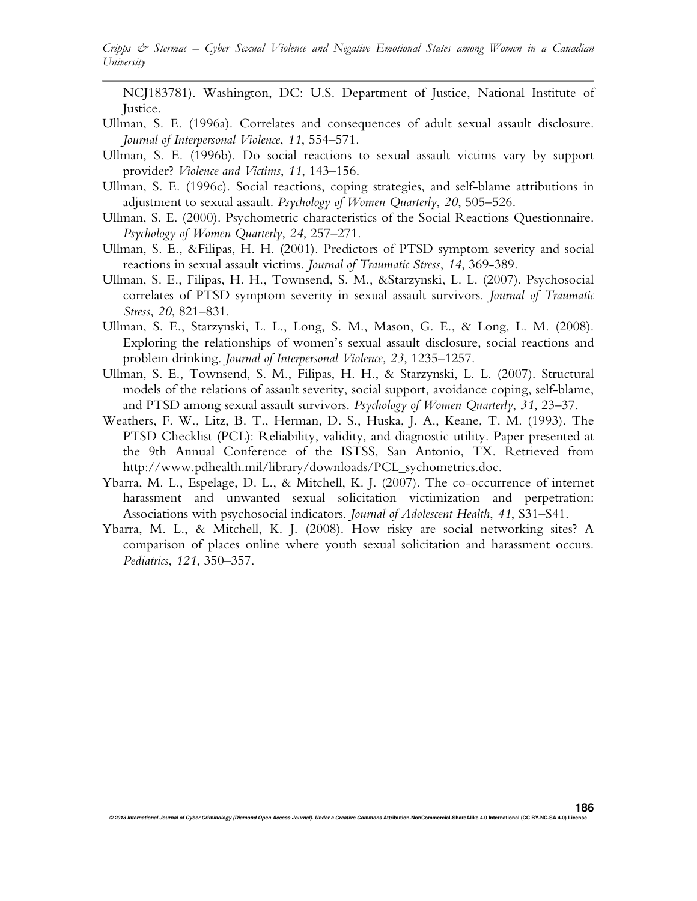NCJ183781). Washington, DC: U.S. Department of Justice, National Institute of Justice.

Ullman, S. E. (1996a). Correlates and consequences of adult sexual assault disclosure. *Journal of Interpersonal Violence*, *11*, 554–571.

Ullman, S. E. (1996b). Do social reactions to sexual assault victims vary by support provider? *Violence and Victims*, *11*, 143–156.

Ullman, S. E. (1996c). Social reactions, coping strategies, and self-blame attributions in adjustment to sexual assault. *Psychology of Women Quarterly*, *20*, 505–526.

Ullman, S. E. (2000). Psychometric characteristics of the Social Reactions Questionnaire. *Psychology of Women Quarterly*, *24*, 257–271.

Ullman, S. E., &Filipas, H. H. (2001). Predictors of PTSD symptom severity and social reactions in sexual assault victims. *Journal of Traumatic Stress*, *14*, 369-389.

Ullman, S. E., Filipas, H. H., Townsend, S. M., &Starzynski, L. L. (2007). Psychosocial correlates of PTSD symptom severity in sexual assault survivors. *Journal of Traumatic Stress*, *20*, 821–831.

Ullman, S. E., Starzynski, L. L., Long, S. M., Mason, G. E., & Long, L. M. (2008). Exploring the relationships of women's sexual assault disclosure, social reactions and problem drinking. *Journal of Interpersonal Violence*, *23*, 1235–1257.

Ullman, S. E., Townsend, S. M., Filipas, H. H., & Starzynski, L. L. (2007). Structural models of the relations of assault severity, social support, avoidance coping, self-blame, and PTSD among sexual assault survivors. *Psychology of Women Quarterly*, *31*, 23–37.

Weathers, F. W., Litz, B. T., Herman, D. S., Huska, J. A., Keane, T. M. (1993). The PTSD Checklist (PCL): Reliability, validity, and diagnostic utility. Paper presented at the 9th Annual Conference of the ISTSS, San Antonio, TX. Retrieved from http://www.pdhealth.mil/library/downloads/PCL_sychometrics.doc.

Ybarra, M. L., Espelage, D. L., & Mitchell, K. J. (2007). The co-occurrence of internet harassment and unwanted sexual solicitation victimization and perpetration: Associations with psychosocial indicators. *Journal of Adolescent Health*, *41*, S31–S41.

Ybarra, M. L., & Mitchell, K. J. (2008). How risky are social networking sites? A comparison of places online where youth sexual solicitation and harassment occurs. *Pediatrics*, *121*, 350–357.